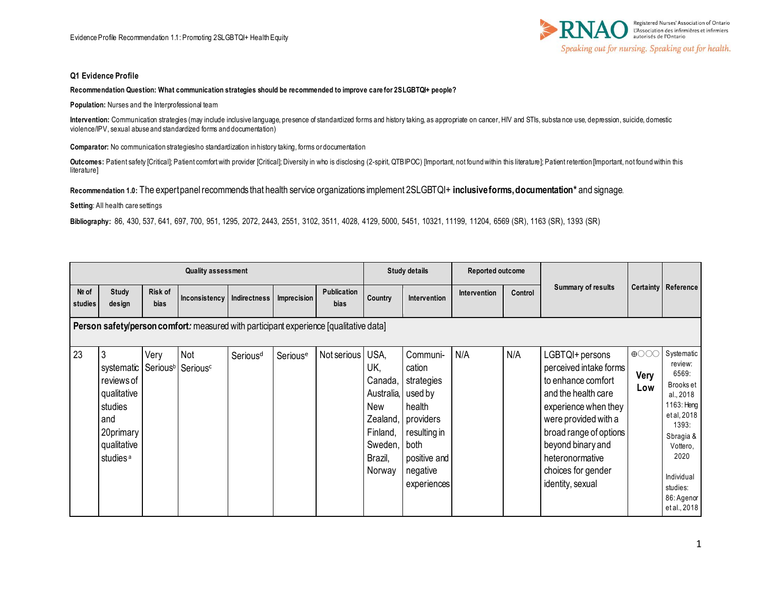### Q1 Evidence Profile

**Recommendation Question: What communication strategies should be recommended to improve care for 2SLGBTQI+ people?**

**Population:** Nurses and the Interprofessional team

**Intervention:** Communication strategies (may include inclusive language, presence of standardized forms and history taking, as appropriate on cancer, HIV and STIs, substance use, depression, suicide, domestic violence/IPV, sexual abuse and standardized forms and documentation)

**Comparator:** No communication strategies/no standardization in history taking, forms or documentation

**Outcomes:** Patient safety [Critical]; Patient comfort with provider [Critical]; Diversity in who is disclosing (2-spirit, QTBIPOC) [Important, not found within this literature]; Patient retention [Important, not found within this literature]

**Recommendation 1.0:** The expert panel recommends that health service organizations implement 2SLGBTQI+ **inclusive forms, documentation*** and signage.

**Setting**: All health care settings

**Bibliography:** 86, 430, 537, 641, 697, 700, 951, 1295, 2072, 2443, 2551, 3102, 3511, 4028, 4129, 5000, 5451, 10321, 11199, 11204, 6569 (SR), 1163 (SR), 1393 (SR)

| Quality assessment | | | | | | | Study details | | Reported outcome | | Summary of results | Certainty | Reference |
|---|---|---|---|---|---|---|---|---|---|---|---|---|---|
| № of studies | Study design | Risk of bias | Inconsistency | Indirectness | Imprecision | Publication bias | Country | Intervention | Intervention | Control | | | |
| **Person safety/person comfort**: measured with participant experience [qualitative data] | | | | | | | | | | | | | |
| 23 | 3 systematic reviews of qualitative studies and 20 primary qualitative studies[a] | Very Serious[b] | Not Serious[c] | Serious[d] | Serious[e] | Not serious | USA, UK, Canada, Australia, New Zealand, Finland, Sweden, Brazil, Norway | Communication strategies used by health providers resulting in both positive and negative experiences | N/A | N/A | LGBTQI+ persons perceived intake forms to enhance comfort and the health care experience when they were provided with a broad range of options beyond binary and heteronormative choices for gender identity, sexual | ⊕◯◯◯ **Very Low** | Systematic review: 6569: Brooks et al., 2018 1163: Heng et al, 2018 1393: Sbragia & Vottero, 2020 Individual studies: 86: Agenor et al., 2018 |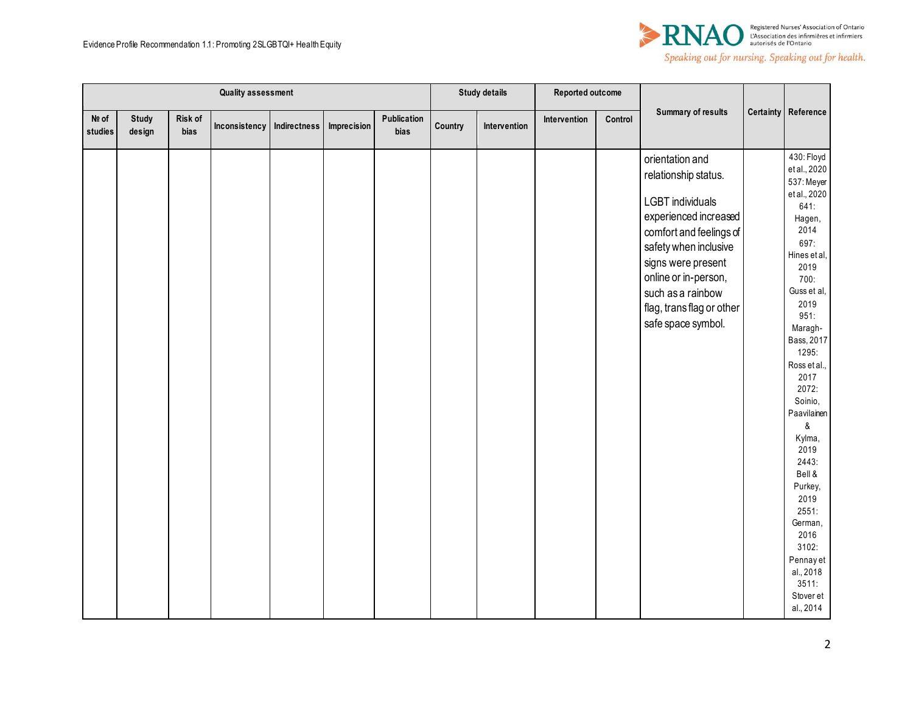| Quality assessment | | | | | | | Study details | | Reported outcome | | Summary of results | Certainty | Reference |
|---|---|---|---|---|---|---|---|---|---|---|---|---|---|
| № of studies | Study design | Risk of bias | Inconsistency | Indirectness | Imprecision | Publication bias | Country | Intervention | Intervention | Control | | | |
| | | | | | | | | | | | orientation and relationship status.<br><br>LGBT individuals experienced increased comfort and feelings of safety when inclusive signs were present online or in-person, such as a rainbow flag, trans flag or other safe space symbol. | | 430: Floyd et al., 2020<br>537: Meyer et al., 2020<br>641: Hagen, 2014<br>697: Hines et al, 2019<br>700: Guss et al, 2019<br>951: Maragh-Bass, 2017<br>1295: Ross et al., 2017<br>2072: Soinio, Paavilainen & Kylma, 2019<br>2443: Bell & Purkey, 2019<br>2551: German, 2016<br>3102: Pennay et al., 2018<br>3511: Stover et al., 2014 |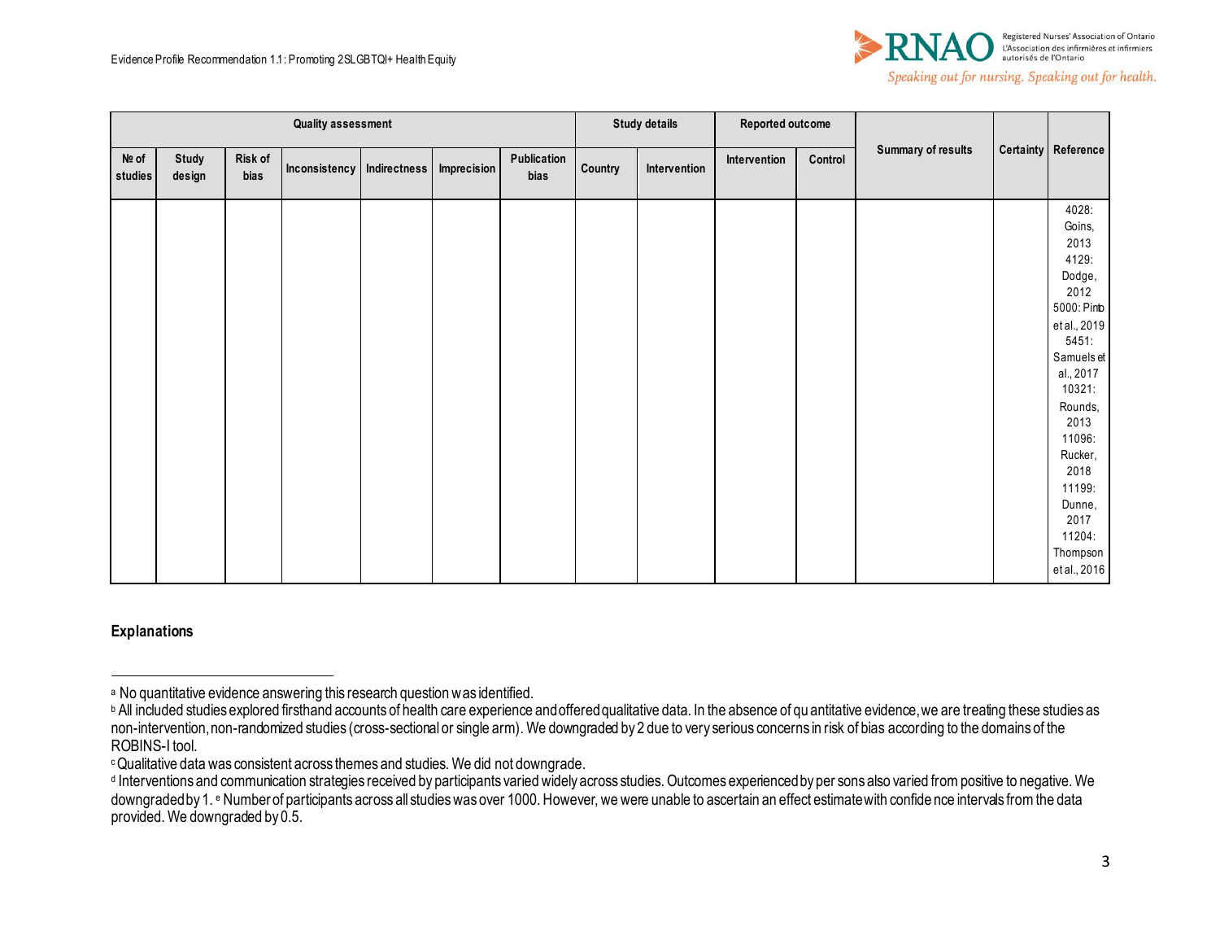| Quality assessment | | | | | | | Study details | | Reported outcome | | Summary of results | Certainty | Reference |
|---|---|---|---|---|---|---|---|---|---|---|---|---|---|
| № of studies | Study design | Risk of bias | Inconsistency | Indirectness | Imprecision | Publication bias | Country | Intervention | Intervention | Control | | | |
| | | | | | | | | | | | | | 4028: Goins, 2013 4129: Dodge, 2012 5000: Pinto et al., 2019 5451: Samuels et al., 2017 10321: Rounds, 2013 11096: Rucker, 2018 11199: Dunne, 2017 11204: Thompson et al., 2016 |

**Explanations**

[a] No quantitative evidence answering this research question was identified.

[b] All included studies explored firsthand accounts of health care experience and offered qualitative data. In the absence of quantitative evidence, we are treating these studies as non-intervention, non-randomized studies (cross-sectional or single arm). We downgraded by 2 due to very serious concerns in risk of bias according to the domains of the ROBINS-I tool.

[c] Qualitative data was consistent across themes and studies. We did not downgrade.

[d] Interventions and communication strategies received by participants varied widely across studies. Outcomes experienced by persons also varied from positive to negative. We downgraded by 1. [e] Number of participants across all studies was over 1000. However, we were unable to ascertain an effect estimate with confidence intervals from the data provided. We downgraded by 0.5.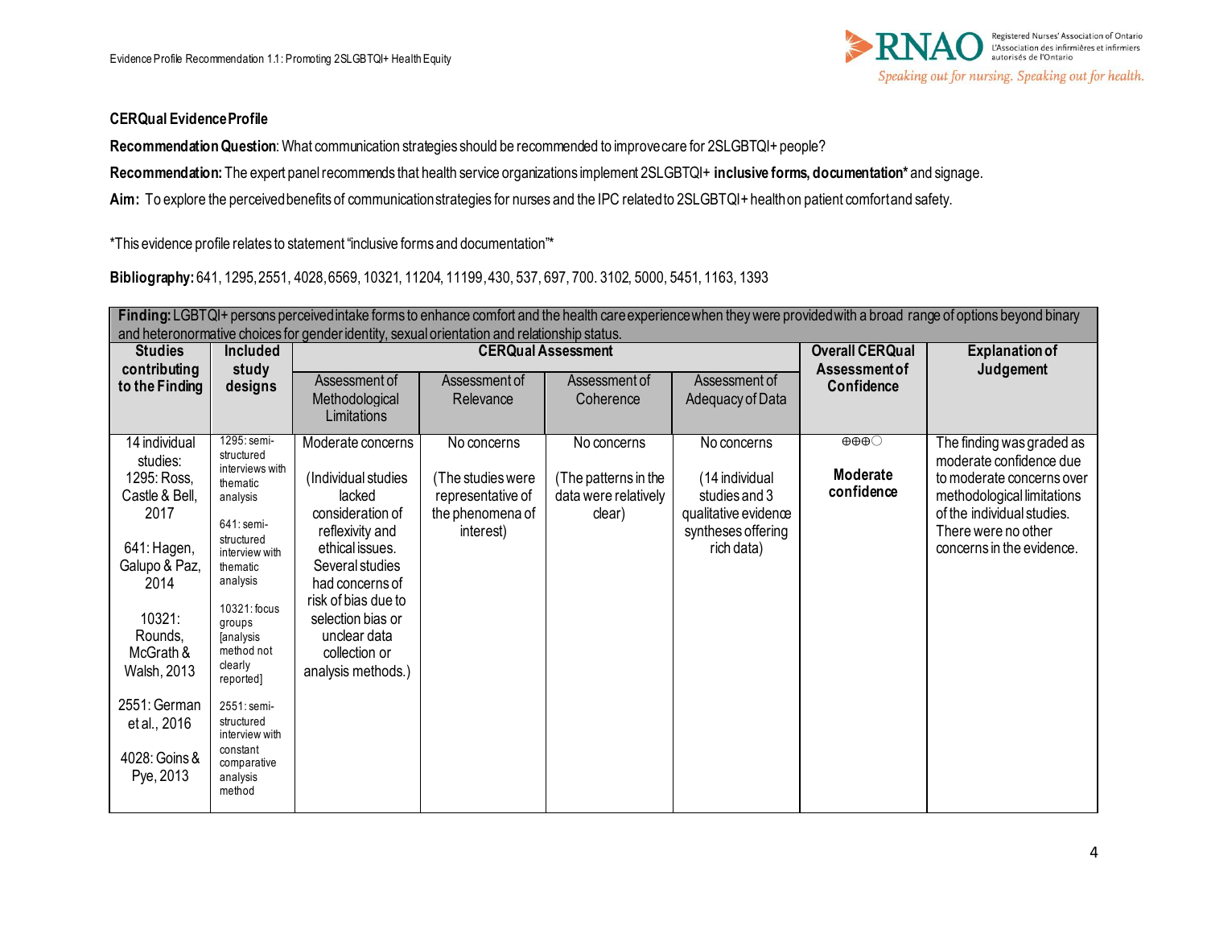**CERQual Evidence Profile**

**Recommendation Question**: What communication strategies should be recommended to improve care for 2SLGBTQI+ people?

**Recommendation:** The expert panel recommends that health service organizations implement 2SLGBTQI+ **inclusive forms, documentation*** and signage.

**Aim:** To explore the perceived benefits of communication strategies for nurses and the IPC related to 2SLGBTQI+ health on patient comfort and safety.

*This evidence profile relates to statement "inclusive forms and documentation"*

**Bibliography:** 641, 1295, 2551, 4028, 6569, 10321, 11204, 11199, 430, 537, 697, 700. 3102, 5000, 5451, 1163, 1393

**Finding:** LGBTQI+ persons perceived intake forms to enhance comfort and the health care experience when they were provided with a broad range of options beyond binary and heteronormative choices for gender identity, sexual orientation and relationship status.

| Studies contributing to the Finding | Included study designs | CERQual Assessment | | | | Overall CERQual Assessment of Confidence | Explanation of Judgement |
|---|---|---|---|---|---|---|---|
| | | Assessment of Methodological Limitations | Assessment of Relevance | Assessment of Coherence | Assessment of Adequacy of Data | | |
| 14 individual studies:<br>1295: Ross, Castle & Bell, 2017<br><br>641: Hagen, Galupo & Paz, 2014<br><br>10321: Rounds, McGrath & Walsh, 2013<br><br>2551: German et al., 2016<br><br>4028: Goins & Pye, 2013 | 1295: semi-structured interviews with thematic analysis<br><br>641: semi-structured interview with thematic analysis<br><br>10321: focus groups [analysis method not clearly reported]<br><br>2551: semi-structured interview with constant comparative analysis method | Moderate concerns<br><br>(Individual studies lacked consideration of reflexivity and ethical issues. Several studies had concerns of risk of bias due to selection bias or unclear data collection or analysis methods.) | No concerns<br><br>(The studies were representative of the phenomena of interest) | No concerns<br><br>(The patterns in the data were relatively clear) | No concerns<br><br>(14 individual studies and 3 qualitative evidence syntheses offering rich data) | ⊕⊕⊕◯<br><br>**Moderate confidence** | The finding was graded as moderate confidence due to moderate concerns over methodological limitations of the individual studies. There were no other concerns in the evidence. |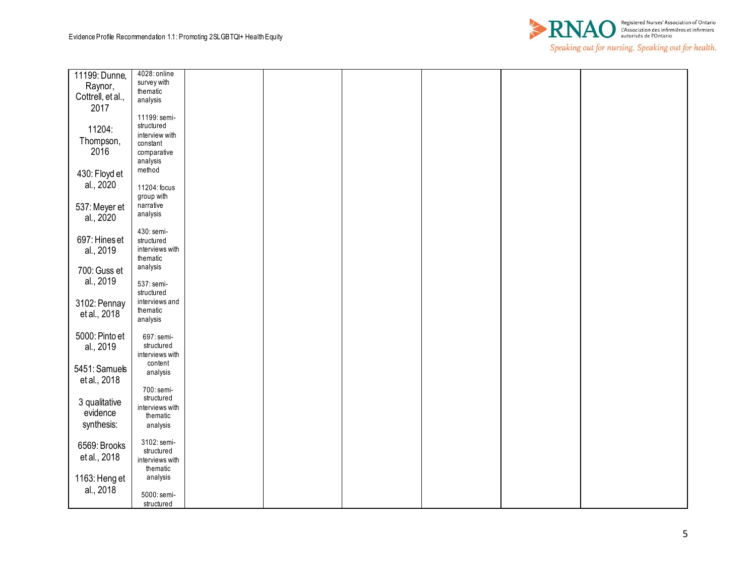| | | | | | | | |
|---|---|---|---|---|---|---|---|
| 11199: Dunne, Raynor, Cottrell, et al., 2017<br><br>11204: Thompson, 2016<br><br>430: Floyd et al., 2020<br><br>537: Meyer et al., 2020<br><br>697: Hines et al., 2019<br><br>700: Guss et al., 2019<br><br>3102: Pennay et al., 2018<br><br>5000: Pinto et al., 2019<br><br>5451: Samuels et al., 2018<br><br>3 qualitative evidence synthesis:<br><br>6569: Brooks et al., 2018<br><br>1163: Heng et al., 2018 | 4028: online survey with thematic analysis<br><br>11199: semi-structured interview with constant comparative analysis method<br><br>11204: focus group with narrative analysis<br><br>430: semi-structured interviews with thematic analysis<br><br>537: semi-structured interviews and thematic analysis<br><br>697: semi-structured interviews with content analysis<br><br>700: semi-structured interviews with thematic analysis<br><br>3102: semi-structured interviews with thematic analysis<br><br>5000: semi-structured | | | | | | |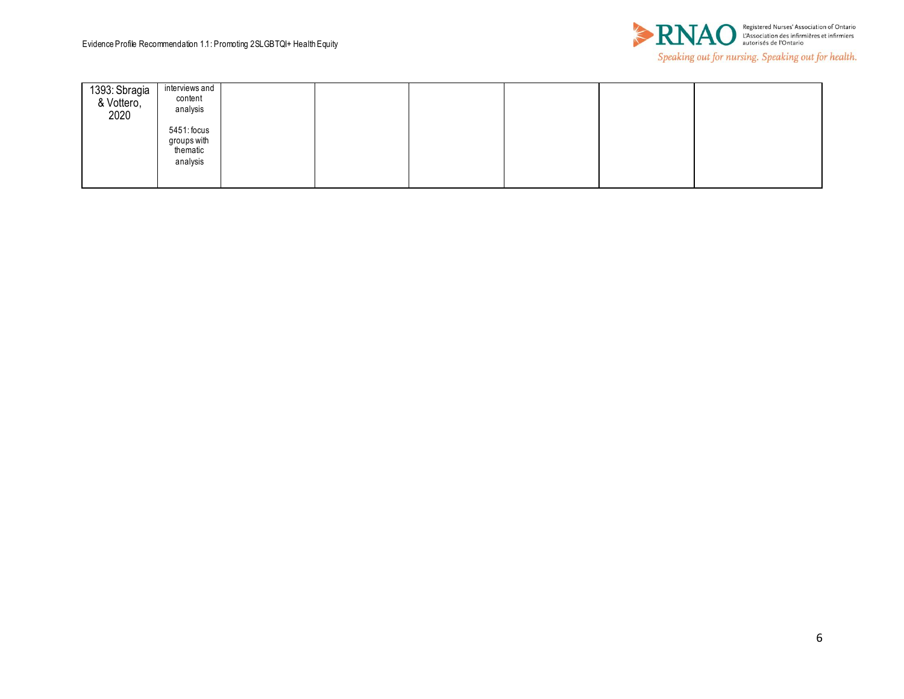| | | | | | | | |
|---|---|---|---|---|---|---|---|
| 1393: Sbragia & Vottero, 2020 | interviews and content analysis<br><br>5451: focus groups with thematic analysis | | | | | | |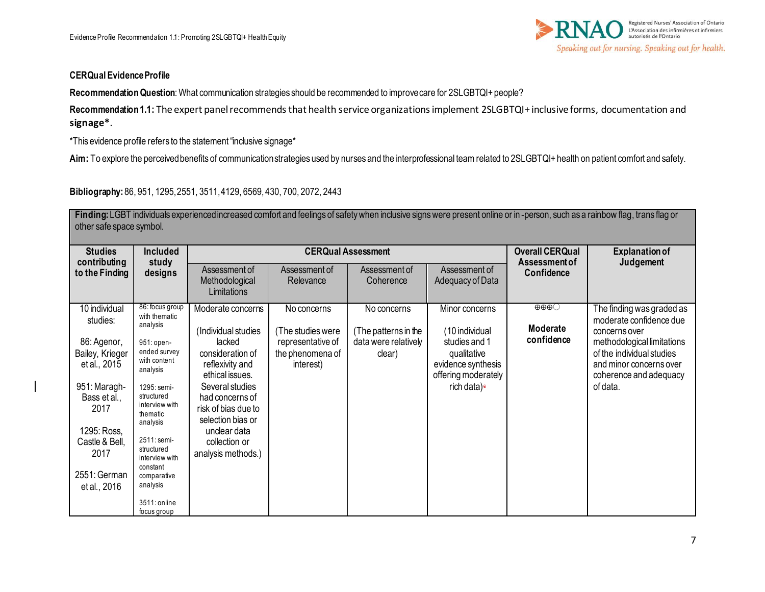**CERQual Evidence Profile**

**Recommendation Question**: What communication strategies should be recommended to improve care for 2SLGBTQI+ people?

**Recommendation 1.1:** The expert panel recommends that health service organizations implement 2SLGBTQI+ inclusive forms, documentation and signage*.

*This evidence profile refers to the statement "inclusive signage"

**Aim:** To explore the perceived benefits of communication strategies used by nurses and the interprofessional team related to 2SLGBTQI+ health on patient comfort and safety.

**Bibliography:** 86, 951, 1295, 2551, 3511, 4129, 6569, 430, 700, 2072, 2443

| **Finding:** LGBT individuals experienced increased comfort and feelings of safety when inclusive signs were present online or in-person, such as a rainbow flag, trans flag or other safe space symbol. | | | | | | | |
|---|---|---|---|---|---|---|---|
| **Studies contributing to the Finding** | **Included study designs** | **CERQual Assessment** | | | | **Overall CERQual Assessment of Confidence** | **Explanation of Judgement** |
| | | Assessment of Methodological Limitations | Assessment of Relevance | Assessment of Coherence | Assessment of Adequacy of Data | | |
| 10 individual studies:<br><br>86: Agenor, Bailey, Krieger et al., 2015<br><br>951: Maragh-Bass et al., 2017<br><br>1295: Ross, Castle & Bell, 2017<br><br>2551: German et al., 2016 | 86: focus group with thematic analysis<br><br>951: open-ended survey with content analysis<br><br>1295: semi-structured interview with thematic analysis<br><br>2511: semi-structured interview with constant comparative analysis<br><br>3511: online focus group | Moderate concerns<br><br>(Individual studies lacked consideration of reflexivity and ethical issues. Several studies had concerns of risk of bias due to selection bias or unclear data collection or analysis methods.) | No concerns<br><br>(The studies were representative of the phenomena of interest) | No concerns<br><br>(The patterns in the data were relatively clear) | Minor concerns<br><br>(10 individual studies and 1 qualitative evidence synthesis offering moderately rich data) | ⊕⊕⊕◯<br><br>**Moderate confidence** | The finding was graded as moderate confidence due concerns over methodological limitations of the individual studies and minor concerns over coherence and adequacy of data. |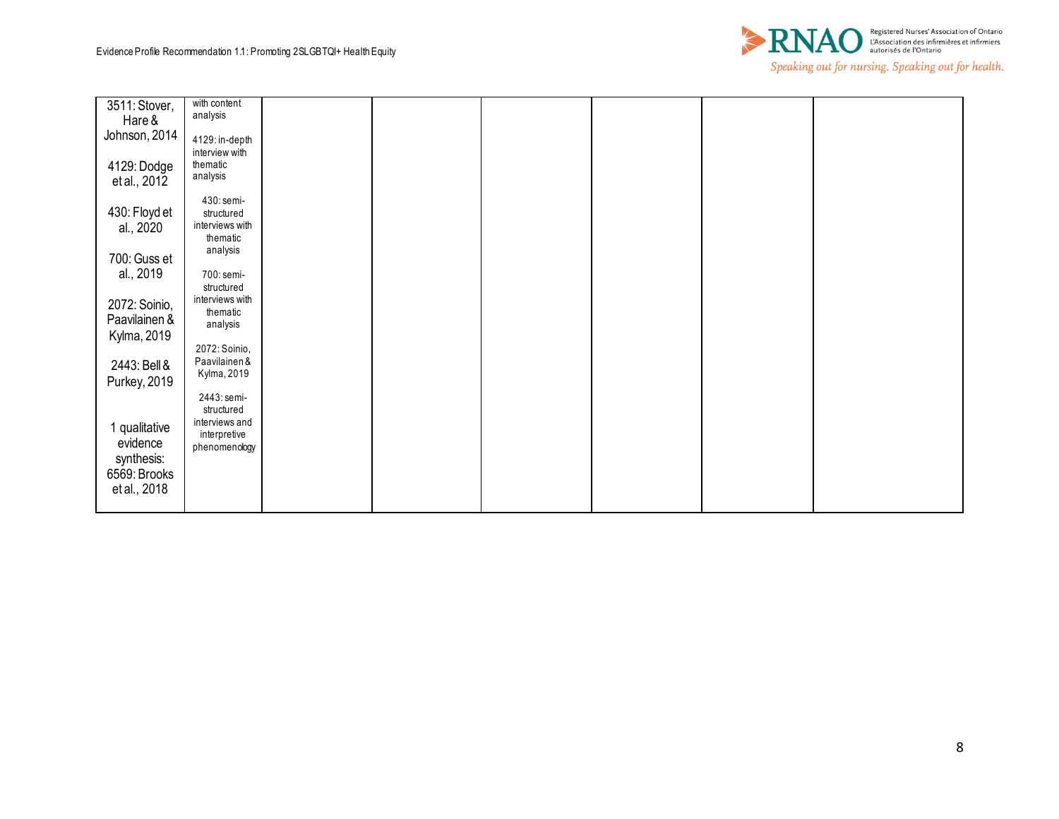| | | | | | | | |
|---|---|---|---|---|---|---|---|
| 3511: Stover, Hare & Johnson, 2014<br><br>4129: Dodge et al., 2012<br><br>430: Floyd et al., 2020<br><br>700: Guss et al., 2019<br><br>2072: Soinio, Paavilainen & Kylma, 2019<br><br>2443: Bell & Purkey, 2019<br><br>1 qualitative evidence synthesis:<br>6569: Brooks et al., 2018 | with content analysis<br><br>4129: in-depth interview with thematic analysis<br><br>430: semi-structured interviews with thematic analysis<br><br>700: semi-structured interviews with thematic analysis<br><br>2072: Soinio, Paavilainen & Kylma, 2019<br><br>2443: semi-structured interviews and interpretive phenomenology | | | | | | |